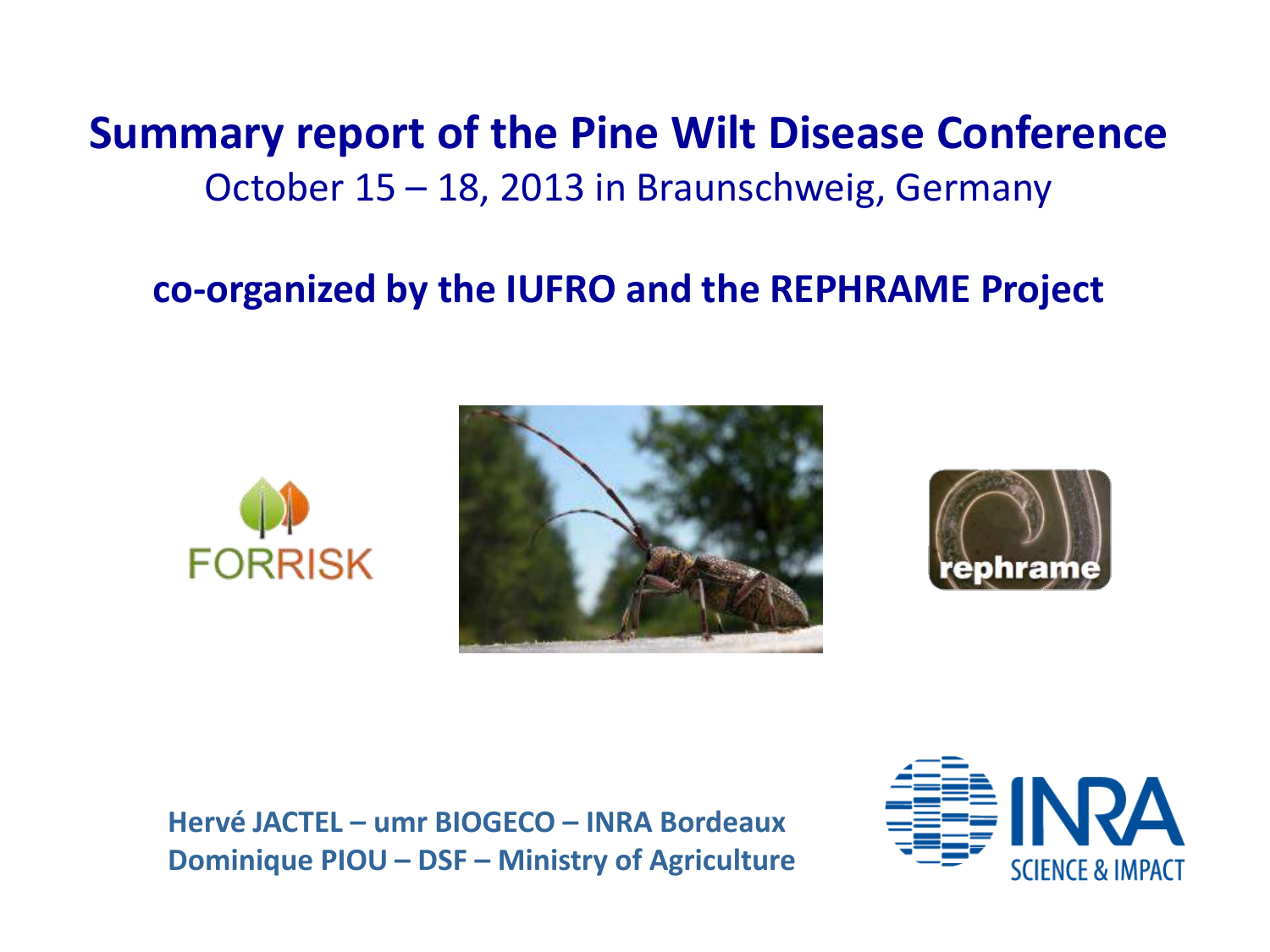# Summary report of the Pine Wilt Disease Conference

October 15 – 18, 2013 in Braunschweig, Germany

**co-organized by the IUFRO and the REPHRAME Project**

**Hervé JACTEL – umr BIOGECO – INRA Bordeaux**
**Dominique PIOU – DSF – Ministry of Agriculture**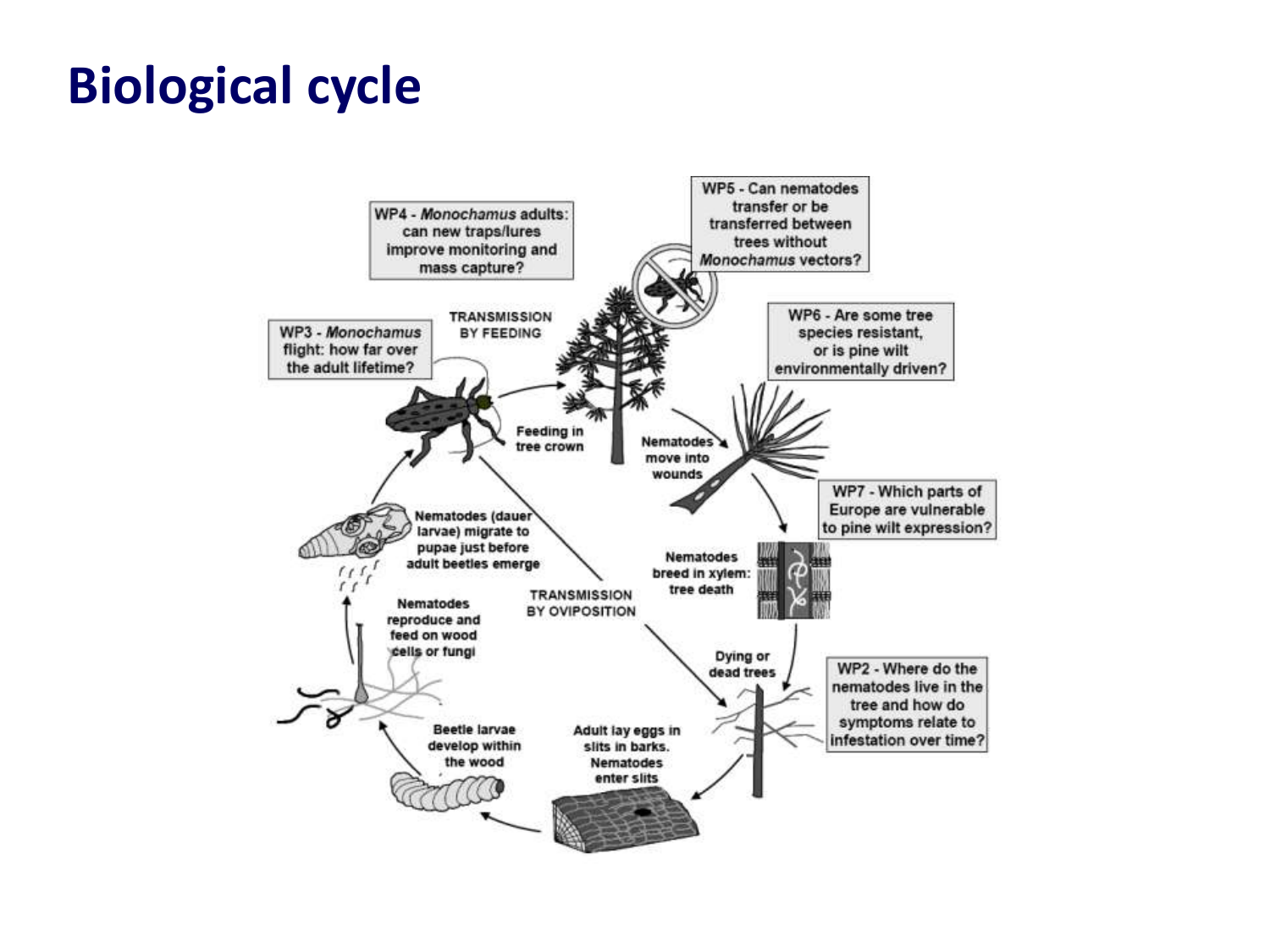# Biological cycle

WP4 - *Monochamus* adults: can new traps/lures improve monitoring and mass capture?

WP5 - Can nematodes transfer or be transferred between trees without *Monochamus* vectors?

WP3 - *Monochamus* flight: how far over the adult lifetime?

TRANSMISSION BY FEEDING

WP6 - Are some tree species resistant, or is pine wilt environmentally driven?

Feeding in tree crown

Nematodes move into wounds

WP7 - Which parts of Europe are vulnerable to pine wilt expression?

Nematodes (dauer larvae) migrate to pupae just before adult beetles emerge

Nematodes breed in xylem: tree death

TRANSMISSION BY OVIPOSITION

Nematodes reproduce and feed on wood cells or fungi

Dying or dead trees

WP2 - Where do the nematodes live in the tree and how do symptoms relate to infestation over time?

Beetle larvae develop within the wood

Adult lay eggs in slits in barks. Nematodes enter slits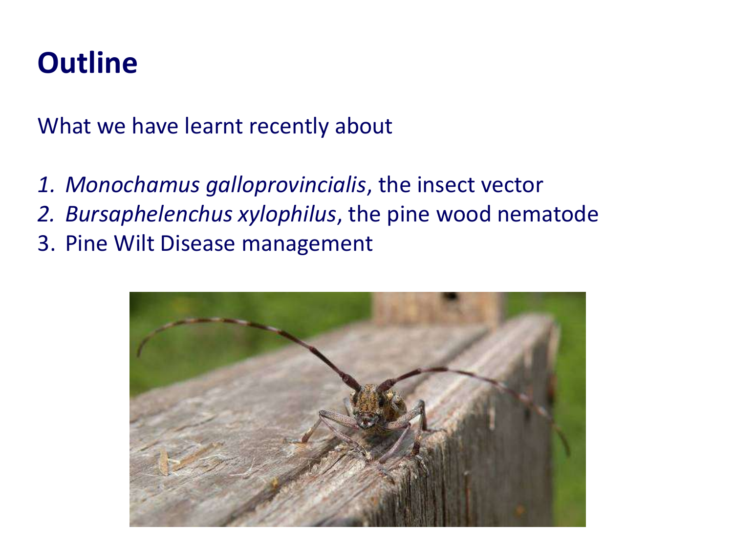# Outline

What we have learnt recently about

1. *Monochamus galloprovincialis*, the insect vector
2. *Bursaphelenchus xylophilus*, the pine wood nematode
3. Pine Wilt Disease management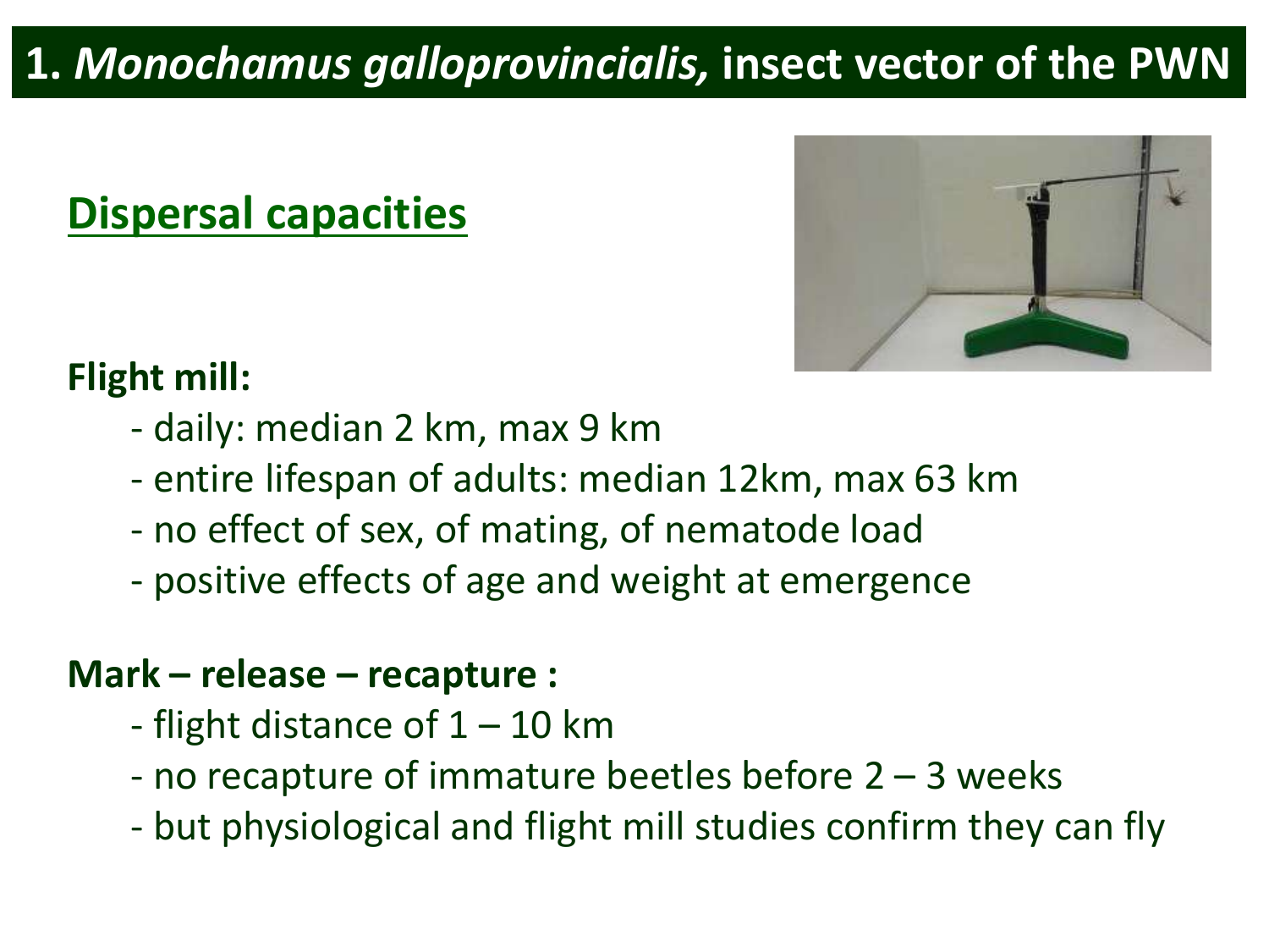# 1. *Monochamus galloprovincialis,* insect vector of the PWN

## Dispersal capacities

**Flight mill:**

- daily: median 2 km, max 9 km
- entire lifespan of adults: median 12km, max 63 km
- no effect of sex, of mating, of nematode load
- positive effects of age and weight at emergence

**Mark – release – recapture :**

- flight distance of 1 – 10 km
- no recapture of immature beetles before 2 – 3 weeks
- but physiological and flight mill studies confirm they can fly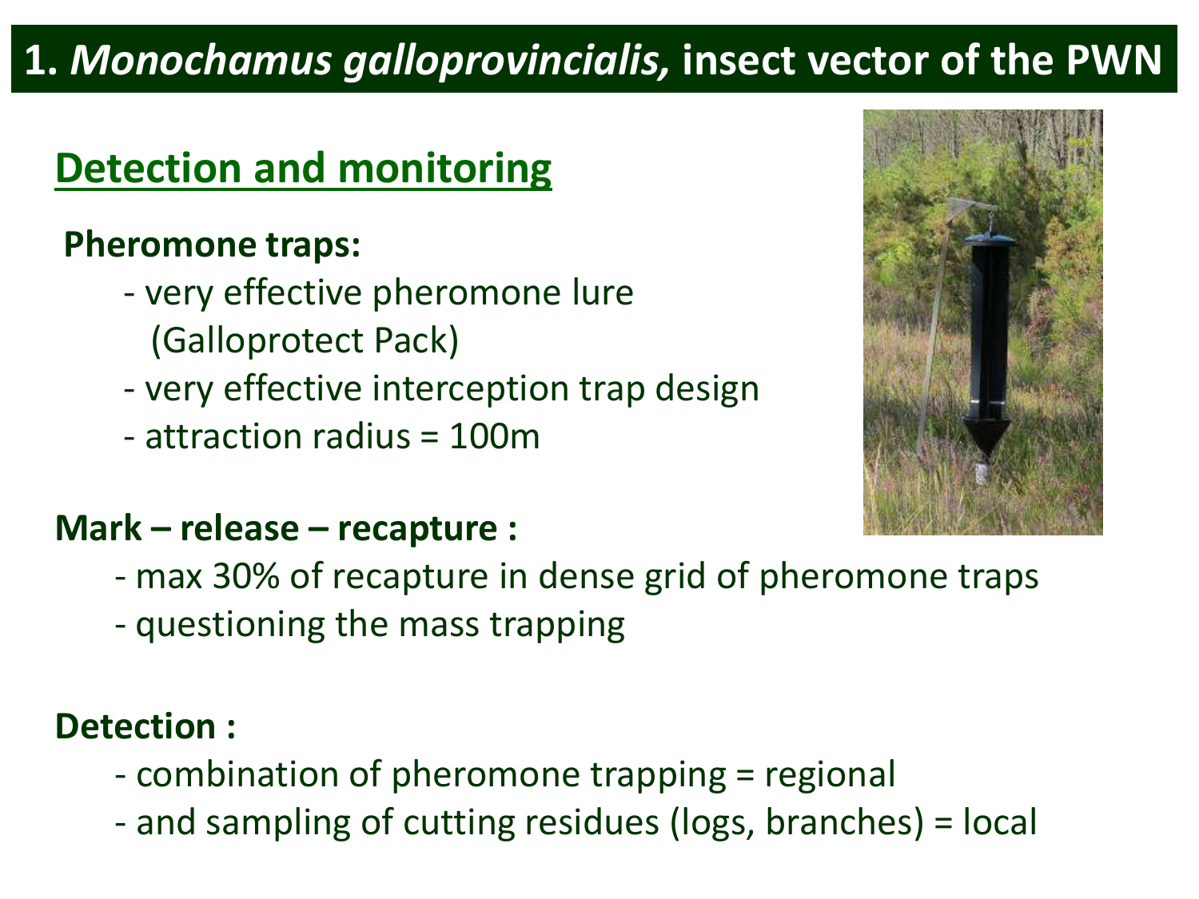# 1. *Monochamus galloprovincialis,* insect vector of the PWN

## Detection and monitoring

**Pheromone traps:**

- very effective pheromone lure (Galloprotect Pack)
- very effective interception trap design
- attraction radius = 100m

**Mark – release – recapture :**

- max 30% of recapture in dense grid of pheromone traps
- questioning the mass trapping

**Detection :**

- combination of pheromone trapping = regional
- and sampling of cutting residues (logs, branches) = local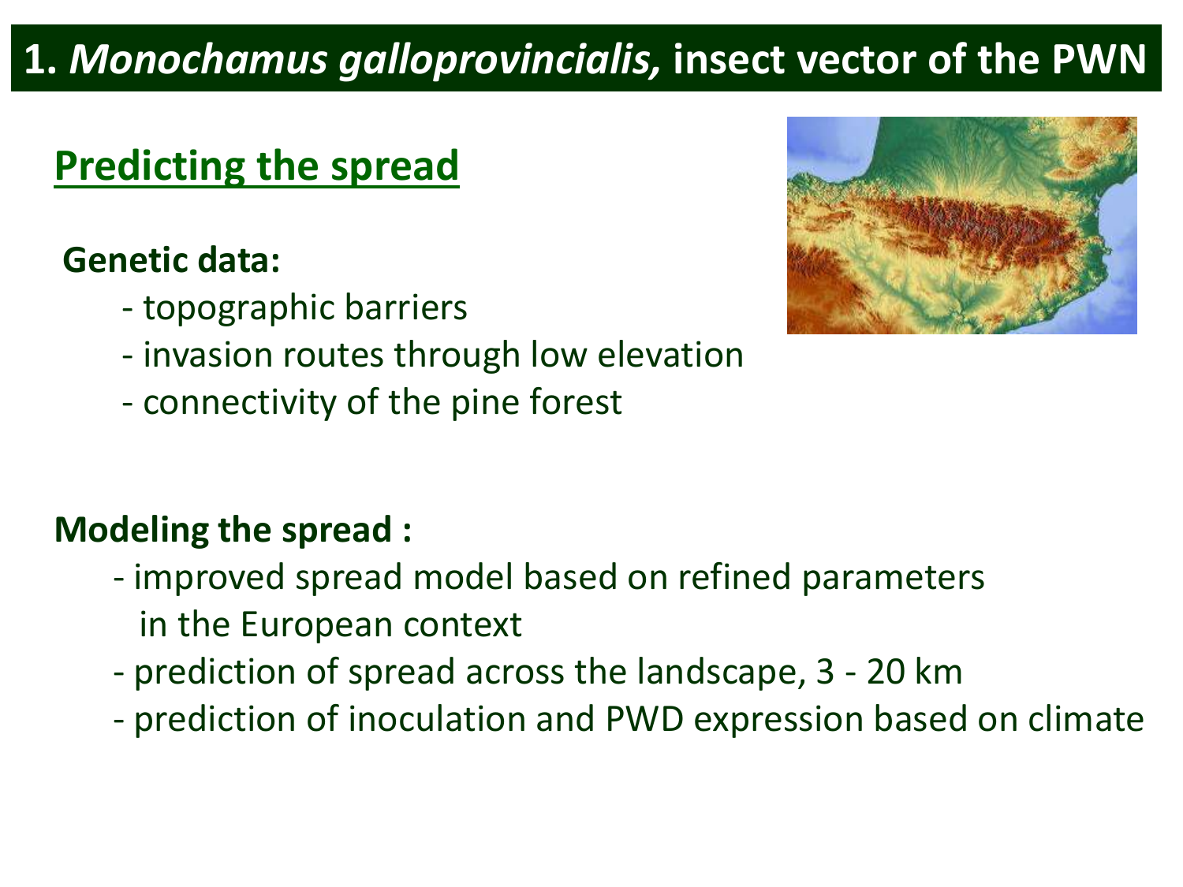# 1. *Monochamus galloprovincialis,* insect vector of the PWN

## Predicting the spread

**Genetic data:**

- topographic barriers
- invasion routes through low elevation
- connectivity of the pine forest

**Modeling the spread :**

- improved spread model based on refined parameters in the European context
- prediction of spread across the landscape, 3 - 20 km
- prediction of inoculation and PWD expression based on climate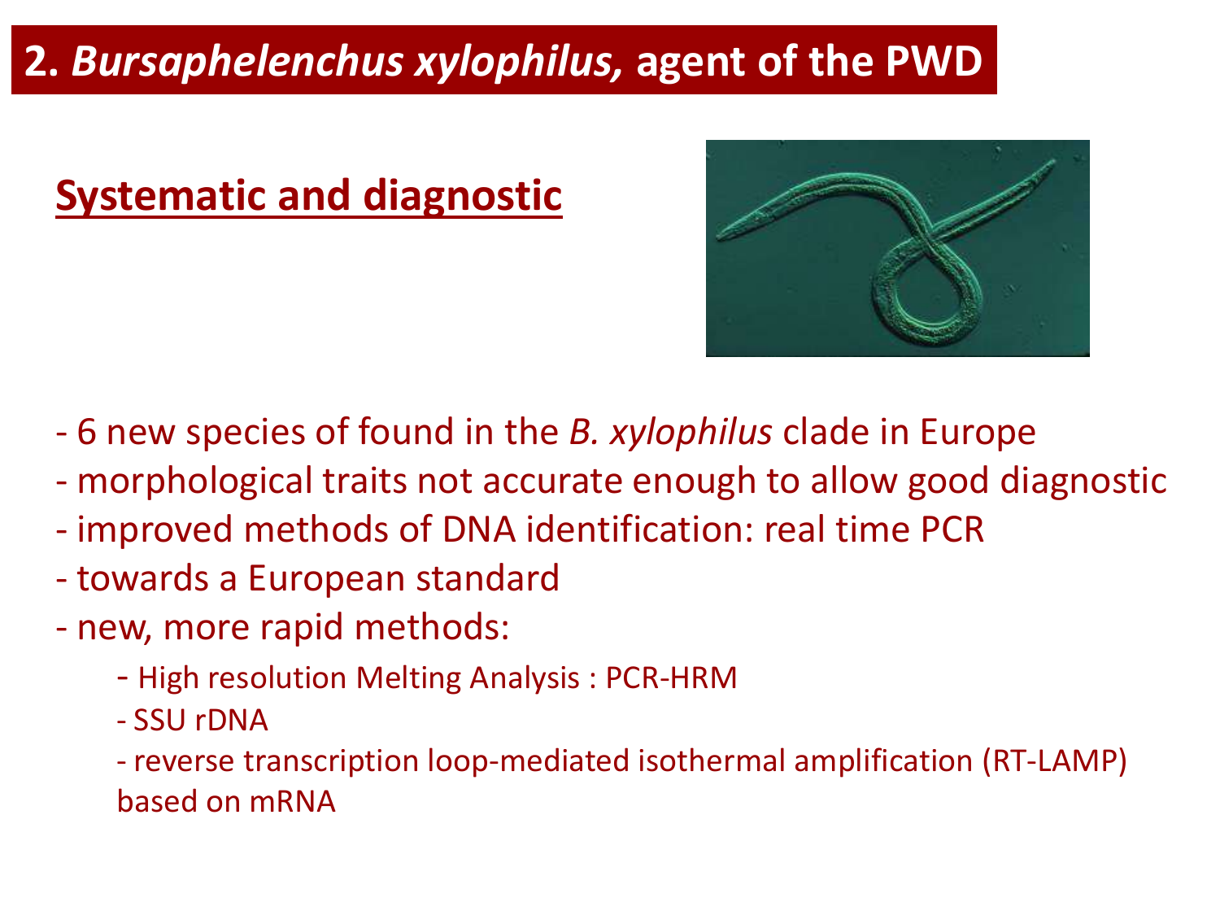# 2. *Bursaphelenchus xylophilus,* agent of the PWD

## Systematic and diagnostic

- 6 new species of found in the *B. xylophilus* clade in Europe
- morphological traits not accurate enough to allow good diagnostic
- improved methods of DNA identification: real time PCR
- towards a European standard
- new, more rapid methods:
  - High resolution Melting Analysis : PCR-HRM
  - SSU rDNA
  - reverse transcription loop-mediated isothermal amplification (RT-LAMP) based on mRNA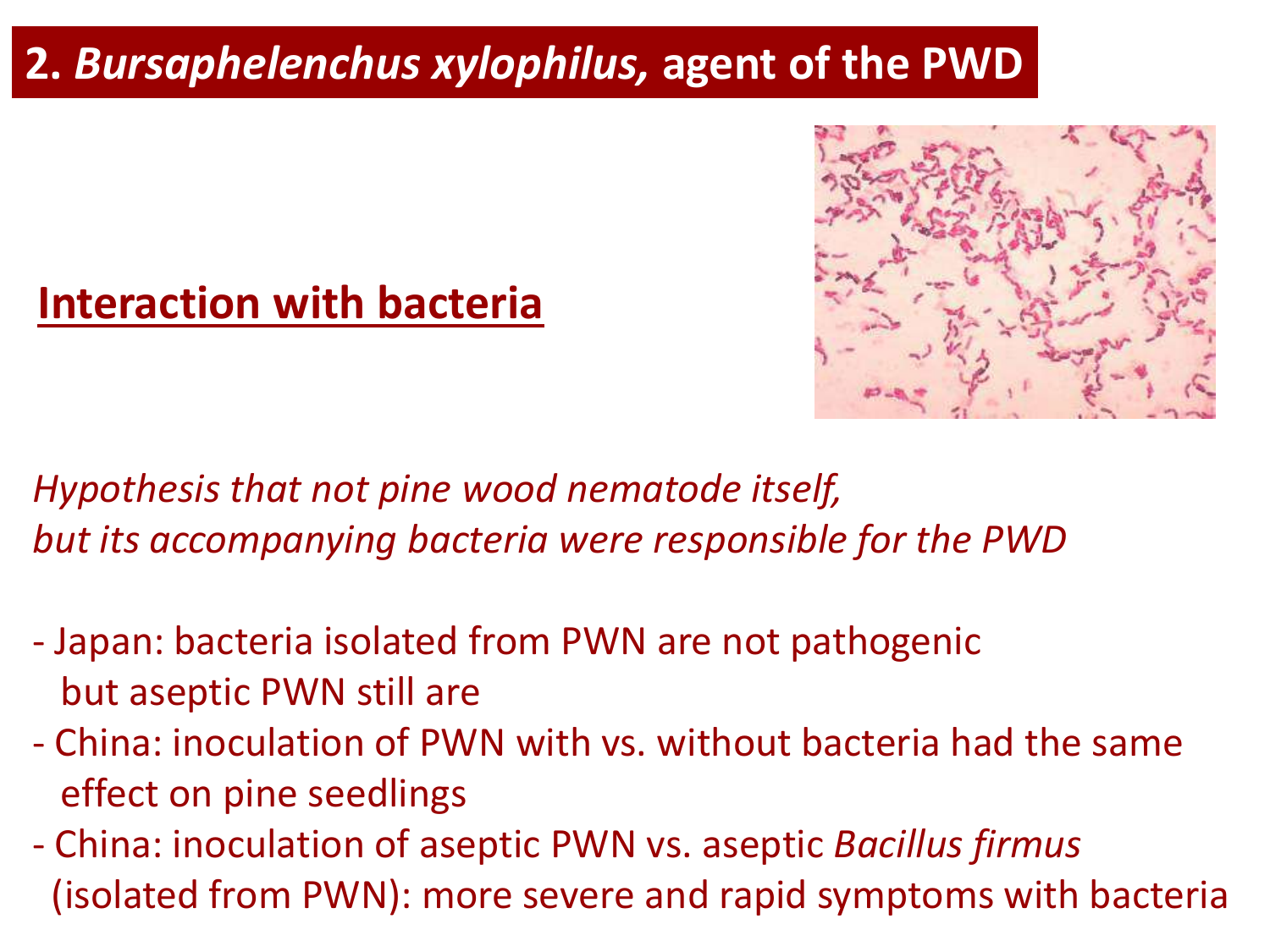# 2. *Bursaphelenchus xylophilus,* agent of the PWD

## Interaction with bacteria

*Hypothesis that not pine wood nematode itself,*
*but its accompanying bacteria were responsible for the PWD*

- Japan: bacteria isolated from PWN are not pathogenic but aseptic PWN still are
- China: inoculation of PWN with vs. without bacteria had the same effect on pine seedlings
- China: inoculation of aseptic PWN vs. aseptic *Bacillus firmus* (isolated from PWN): more severe and rapid symptoms with bacteria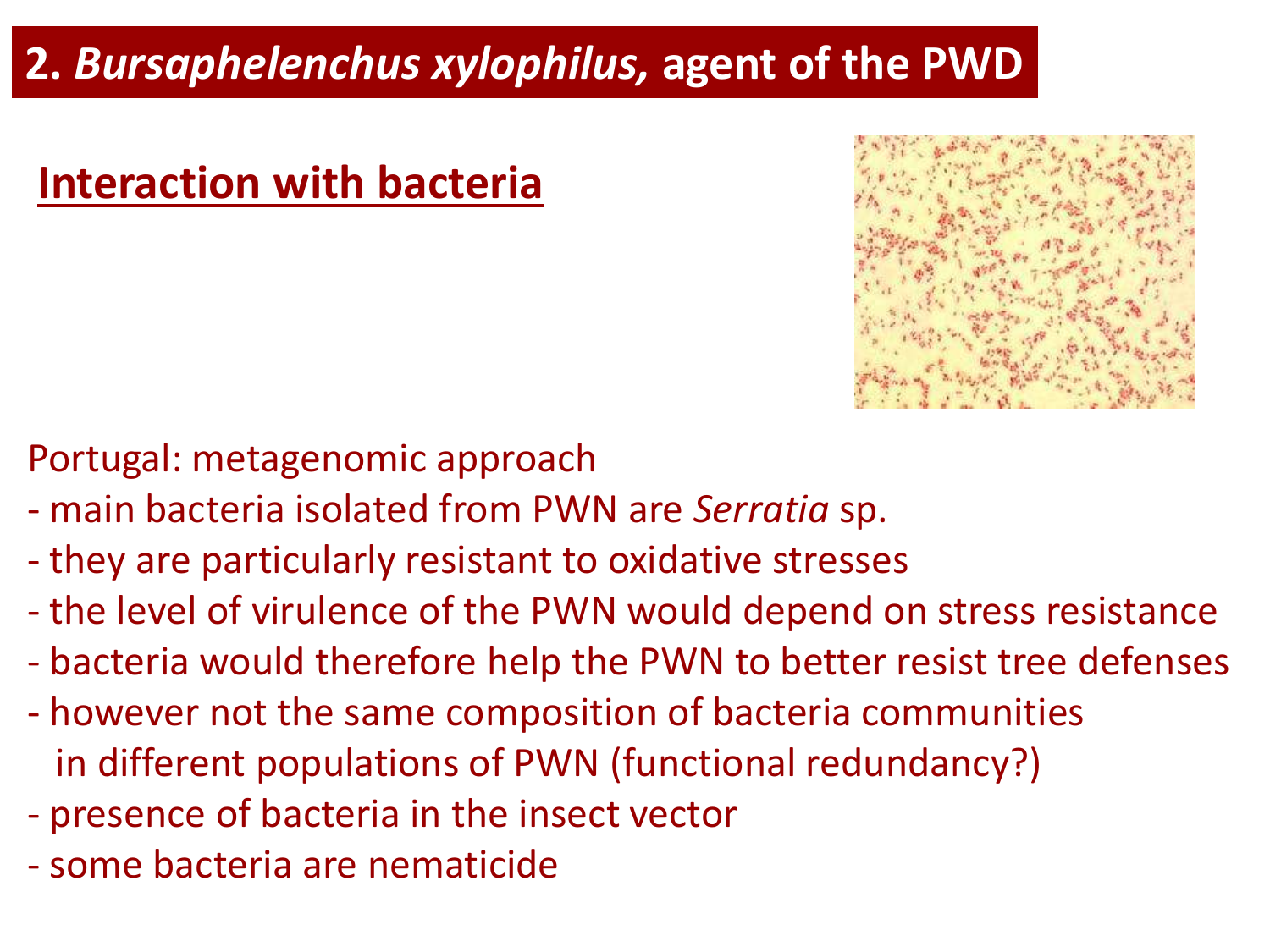## 2. *Bursaphelenchus xylophilus,* agent of the PWD

### Interaction with bacteria

Portugal: metagenomic approach

- main bacteria isolated from PWN are *Serratia* sp.
- they are particularly resistant to oxidative stresses
- the level of virulence of the PWN would depend on stress resistance
- bacteria would therefore help the PWN to better resist tree defenses
- however not the same composition of bacteria communities in different populations of PWN (functional redundancy?)
- presence of bacteria in the insect vector
- some bacteria are nematicide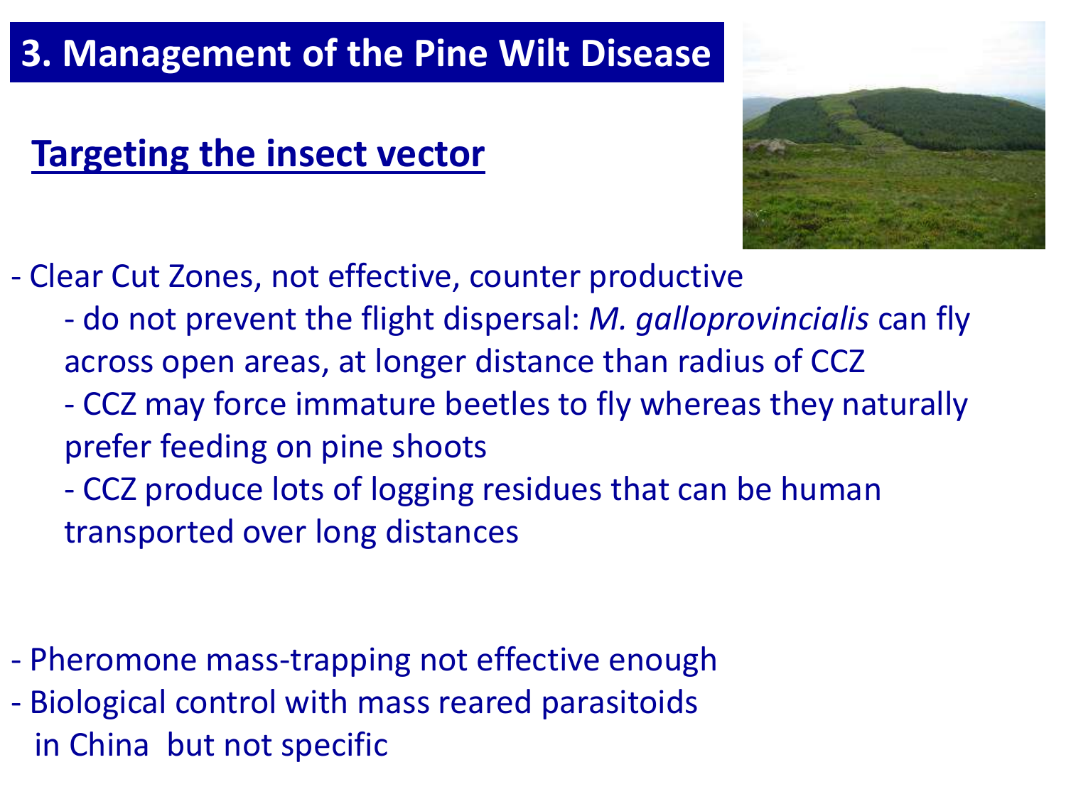# 3. Management of the Pine Wilt Disease

## Targeting the insect vector

- Clear Cut Zones, not effective, counter productive
  - do not prevent the flight dispersal: *M. galloprovincialis* can fly across open areas, at longer distance than radius of CCZ
  - CCZ may force immature beetles to fly whereas they naturally prefer feeding on pine shoots
  - CCZ produce lots of logging residues that can be human transported over long distances

- Pheromone mass-trapping not effective enough
- Biological control with mass reared parasitoids in China but not specific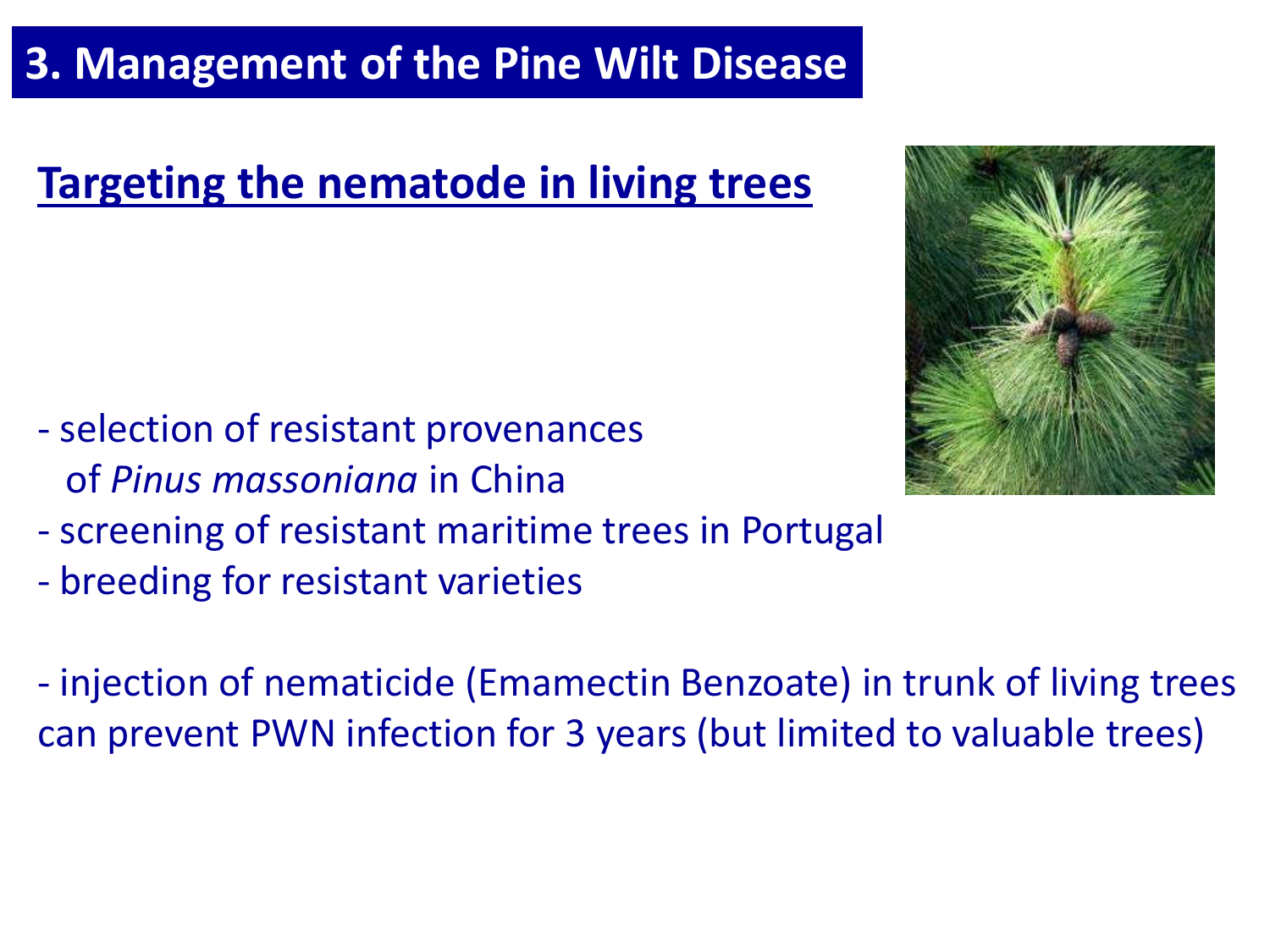# 3. Management of the Pine Wilt Disease

## Targeting the nematode in living trees

- selection of resistant provenances of *Pinus massoniana* in China
- screening of resistant maritime trees in Portugal
- breeding for resistant varieties

- injection of nematicide (Emamectin Benzoate) in trunk of living trees can prevent PWN infection for 3 years (but limited to valuable trees)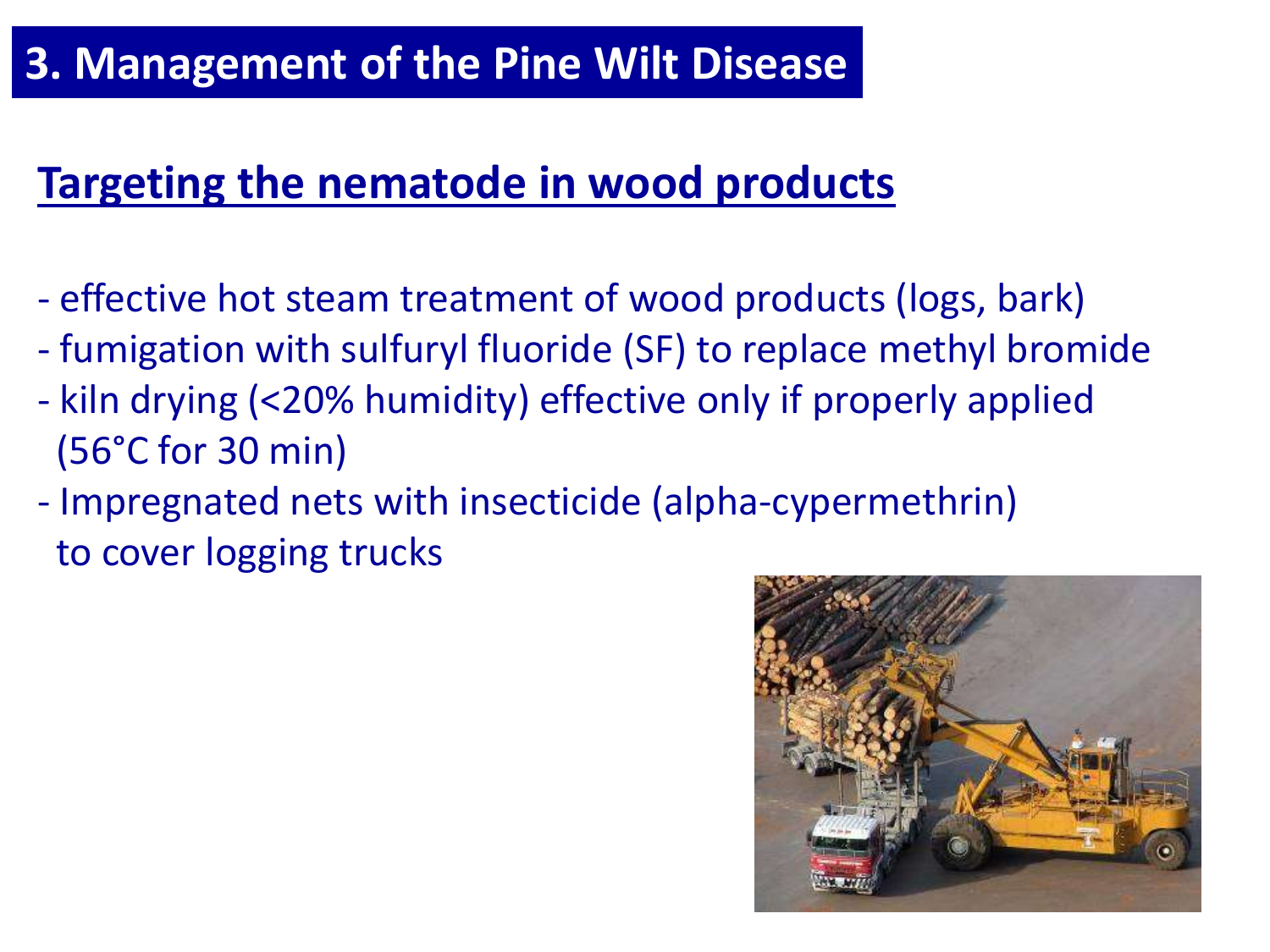# 3. Management of the Pine Wilt Disease

## Targeting the nematode in wood products

- effective hot steam treatment of wood products (logs, bark)
- fumigation with sulfuryl fluoride (SF) to replace methyl bromide
- kiln drying (<20% humidity) effective only if properly applied (56°C for 30 min)
- Impregnated nets with insecticide (alpha-cypermethrin) to cover logging trucks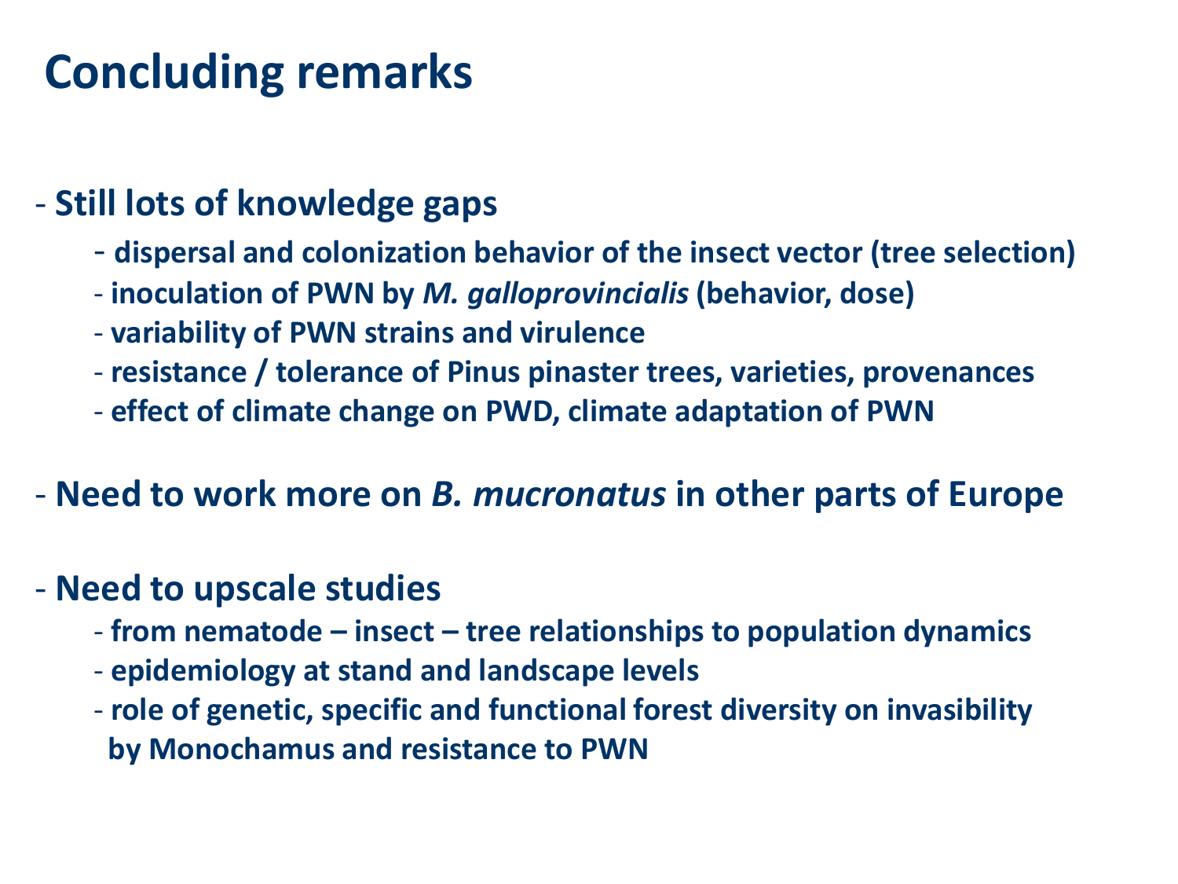# Concluding remarks

- **Still lots of knowledge gaps**
  - **dispersal and colonization behavior of the insect vector (tree selection)**
  - **inoculation of PWN by *M. galloprovincialis* (behavior, dose)**
  - **variability of PWN strains and virulence**
  - **resistance / tolerance of Pinus pinaster trees, varieties, provenances**
  - **effect of climate change on PWD, climate adaptation of PWN**

- **Need to work more on *B. mucronatus* in other parts of Europe**

- **Need to upscale studies**
  - **from nematode – insect – tree relationships to population dynamics**
  - **epidemiology at stand and landscape levels**
  - **role of genetic, specific and functional forest diversity on invasibility by Monochamus and resistance to PWN**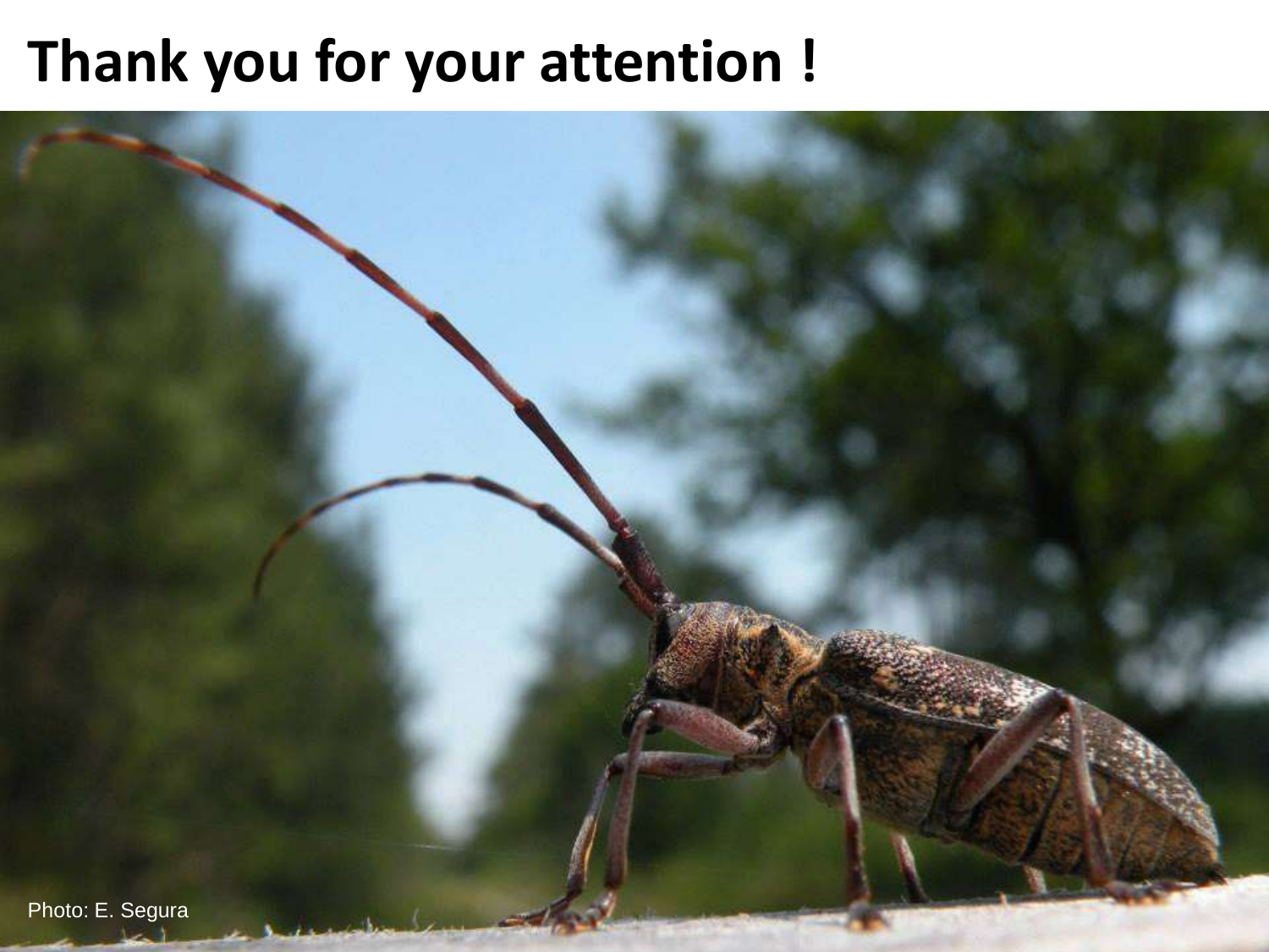# Thank you for your attention !

Photo: E. Segura